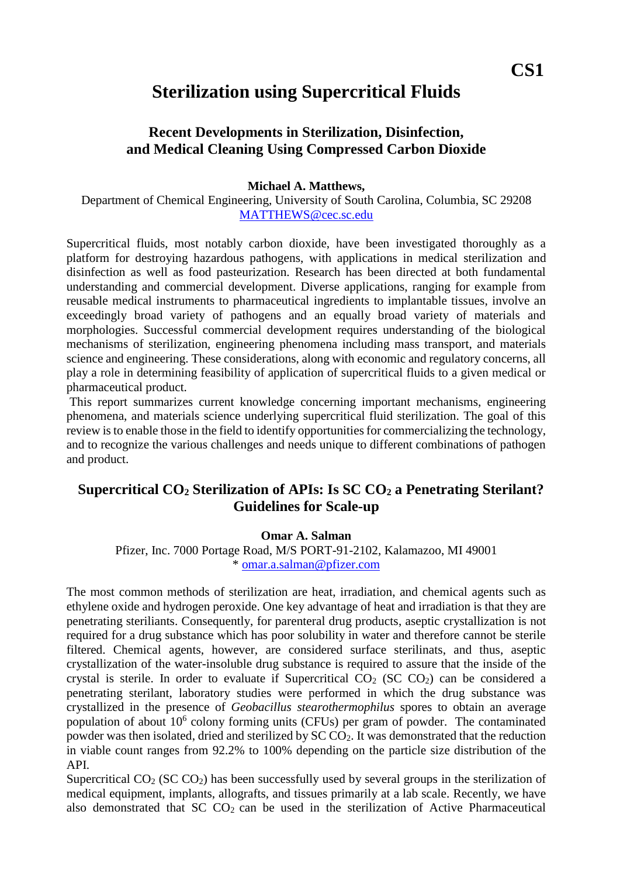# Sterilization using Supercritical Fluids

**CS1**

## Recent Developments in Sterilization, Disinfection, and Medical Cleaning Using Compressed Carbon Dioxide

**Michael A. Matthews,**

Department of Chemical Engineering, University of South Carolina, Columbia, SC 29208
MATTHEWS@cec.sc.edu

Supercritical fluids, most notably carbon dioxide, have been investigated thoroughly as a platform for destroying hazardous pathogens, with applications in medical sterilization and disinfection as well as food pasteurization. Research has been directed at both fundamental understanding and commercial development. Diverse applications, ranging for example from reusable medical instruments to pharmaceutical ingredients to implantable tissues, involve an exceedingly broad variety of pathogens and an equally broad variety of materials and morphologies. Successful commercial development requires understanding of the biological mechanisms of sterilization, engineering phenomena including mass transport, and materials science and engineering. These considerations, along with economic and regulatory concerns, all play a role in determining feasibility of application of supercritical fluids to a given medical or pharmaceutical product.

This report summarizes current knowledge concerning important mechanisms, engineering phenomena, and materials science underlying supercritical fluid sterilization. The goal of this review is to enable those in the field to identify opportunities for commercializing the technology, and to recognize the various challenges and needs unique to different combinations of pathogen and product.

## Supercritical $CO_2$ Sterilization of APIs: Is SC $CO_2$ a Penetrating Sterilant? Guidelines for Scale-up

**Omar A. Salman**

Pfizer, Inc. 7000 Portage Road, M/S PORT-91-2102, Kalamazoo, MI 49001
* omar.a.salman@pfizer.com

The most common methods of sterilization are heat, irradiation, and chemical agents such as ethylene oxide and hydrogen peroxide. One key advantage of heat and irradiation is that they are penetrating steriliants. Consequently, for parenteral drug products, aseptic crystallization is not required for a drug substance which has poor solubility in water and therefore cannot be sterile filtered. Chemical agents, however, are considered surface sterilinats, and thus, aseptic crystallization of the water-insoluble drug substance is required to assure that the inside of the crystal is sterile. In order to evaluate if Supercritical $CO_2$ (SC $CO_2$) can be considered a penetrating sterilant, laboratory studies were performed in which the drug substance was crystallized in the presence of *Geobacillus stearothermophilus* spores to obtain an average population of about $10^6$ colony forming units (CFUs) per gram of powder. The contaminated powder was then isolated, dried and sterilized by SC $CO_2$. It was demonstrated that the reduction in viable count ranges from 92.2% to 100% depending on the particle size distribution of the API.

Supercritical $CO_2$ (SC $CO_2$) has been successfully used by several groups in the sterilization of medical equipment, implants, allografts, and tissues primarily at a lab scale. Recently, we have also demonstrated that SC $CO_2$ can be used in the sterilization of Active Pharmaceutical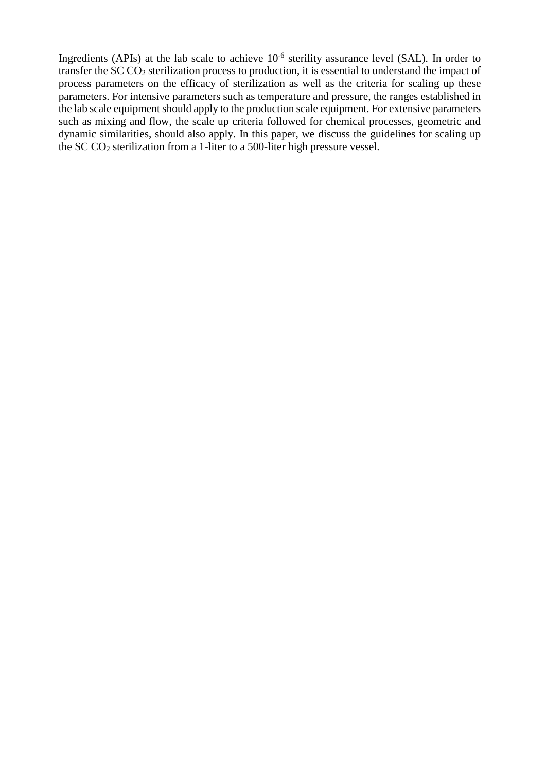Ingredients (APIs) at the lab scale to achieve $10^{-6}$ sterility assurance level (SAL). In order to transfer the SC $CO_2$ sterilization process to production, it is essential to understand the impact of process parameters on the efficacy of sterilization as well as the criteria for scaling up these parameters. For intensive parameters such as temperature and pressure, the ranges established in the lab scale equipment should apply to the production scale equipment. For extensive parameters such as mixing and flow, the scale up criteria followed for chemical processes, geometric and dynamic similarities, should also apply. In this paper, we discuss the guidelines for scaling up the SC $CO_2$ sterilization from a 1-liter to a 500-liter high pressure vessel.